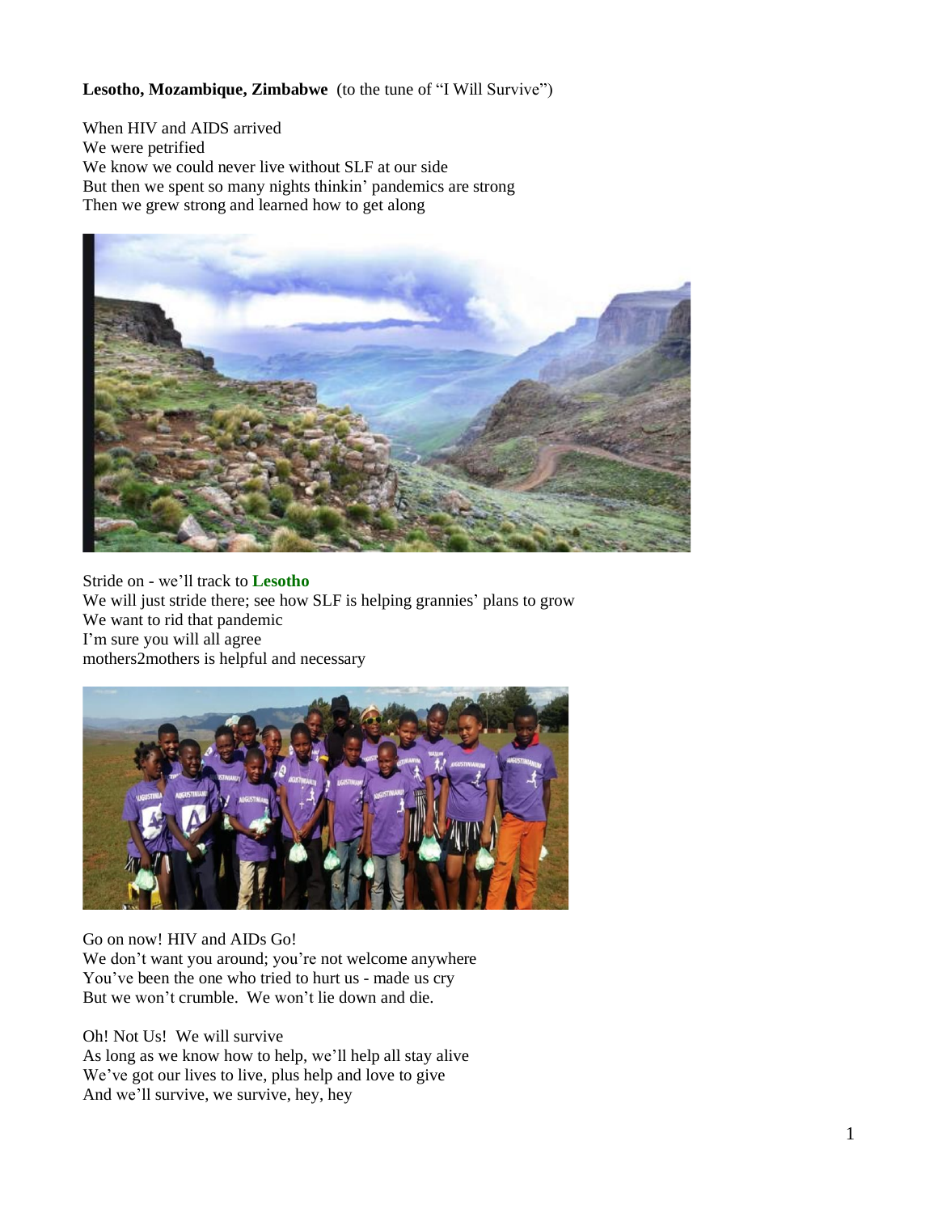**Lesotho, Mozambique, Zimbabwe** (to the tune of "I Will Survive")

When HIV and AIDS arrived
We were petrified
We know we could never live without SLF at our side
But then we spent so many nights thinkin' pandemics are strong
Then we grew strong and learned how to get along

Stride on - we'll track to **Lesotho**
We will just stride there; see how SLF is helping grannies' plans to grow
We want to rid that pandemic
I'm sure you will all agree
mothers2mothers is helpful and necessary

Go on now! HIV and AIDs Go!
We don't want you around; you're not welcome anywhere
You've been the one who tried to hurt us - made us cry
But we won't crumble. We won't lie down and die.

Oh! Not Us! We will survive
As long as we know how to help, we'll help all stay alive
We've got our lives to live, plus help and love to give
And we'll survive, we survive, hey, hey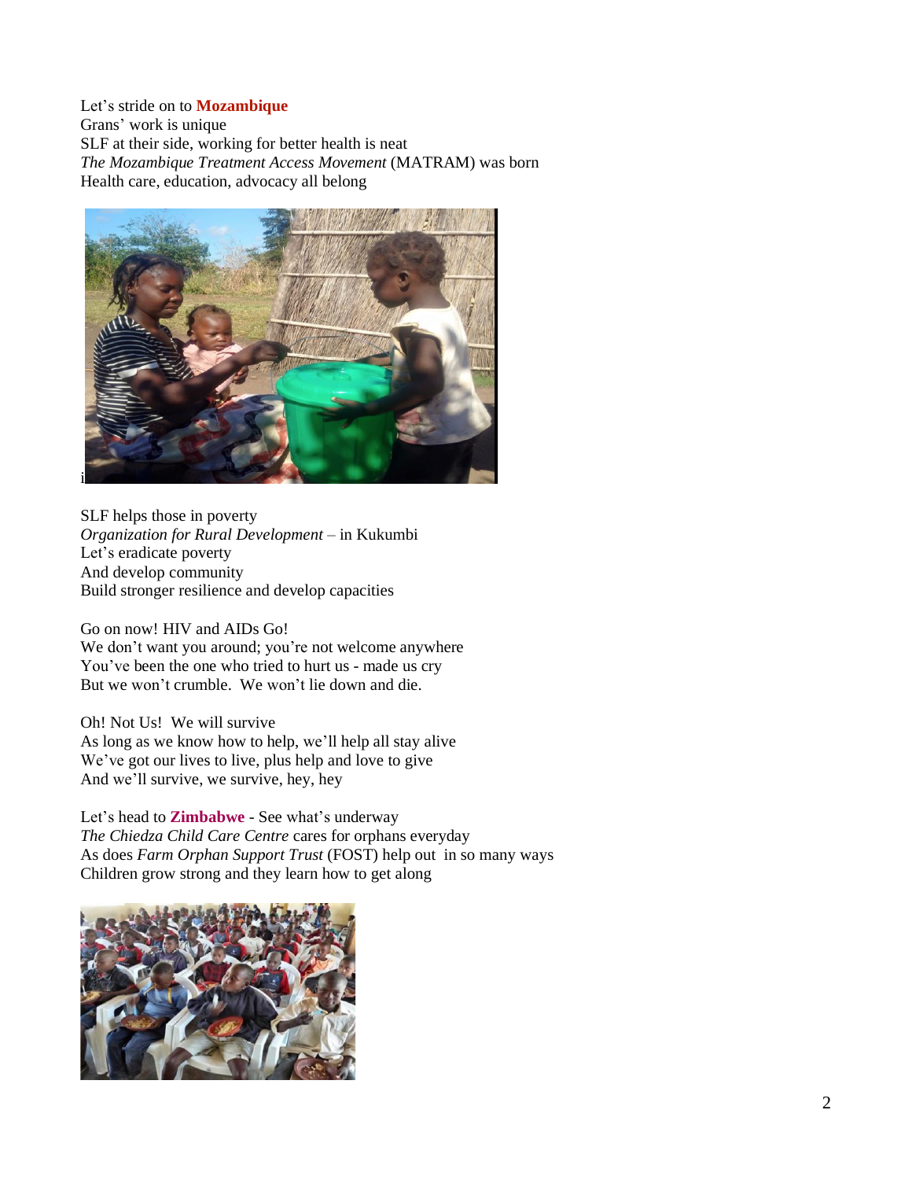Let's stride on to **Mozambique**
Grans' work is unique
SLF at their side, working for better health is neat
*The Mozambique Treatment Access Movement* (MATRAM) was born
Health care, education, advocacy all belong

i

SLF helps those in poverty
*Organization for Rural Development* – in Kukumbi
Let's eradicate poverty
And develop community
Build stronger resilience and develop capacities

Go on now! HIV and AIDs Go!
We don't want you around; you're not welcome anywhere
You've been the one who tried to hurt us - made us cry
But we won't crumble. We won't lie down and die.

Oh! Not Us! We will survive
As long as we know how to help, we'll help all stay alive
We've got our lives to live, plus help and love to give
And we'll survive, we survive, hey, hey

Let's head to **Zimbabwe** - See what's underway
*The Chiedza Child Care Centre* cares for orphans everyday
As does *Farm Orphan Support Trust* (FOST) help out in so many ways
Children grow strong and they learn how to get along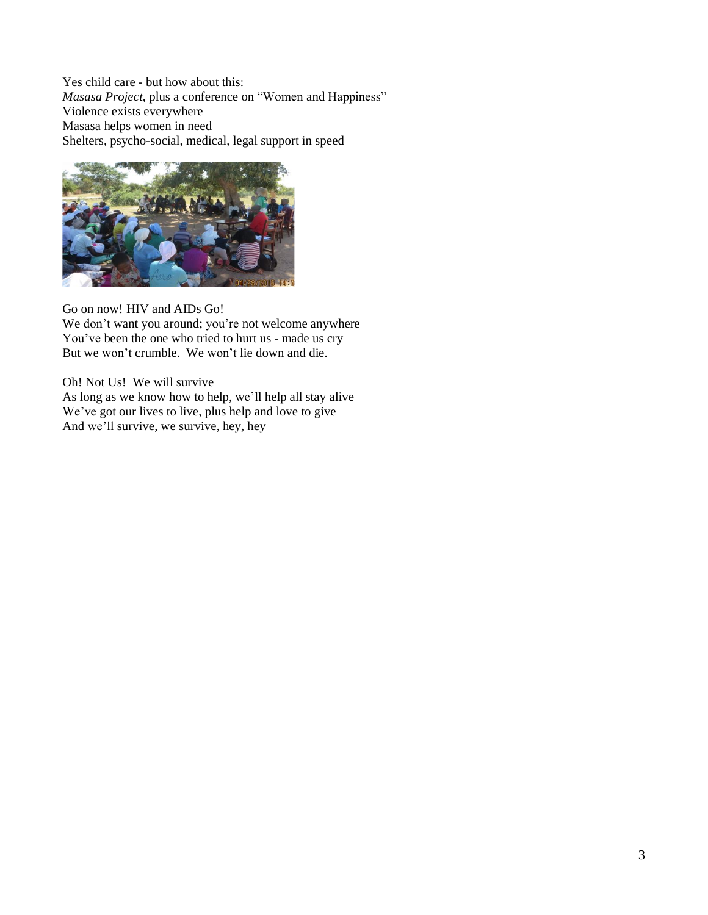Yes child care - but how about this:
*Masasa Project*, plus a conference on "Women and Happiness"
Violence exists everywhere
Masasa helps women in need
Shelters, psycho-social, medical, legal support in speed

Go on now! HIV and AIDs Go!
We don't want you around; you're not welcome anywhere
You've been the one who tried to hurt us - made us cry
But we won't crumble.  We won't lie down and die.

Oh! Not Us!  We will survive
As long as we know how to help, we'll help all stay alive
We've got our lives to live, plus help and love to give
And we'll survive, we survive, hey, hey